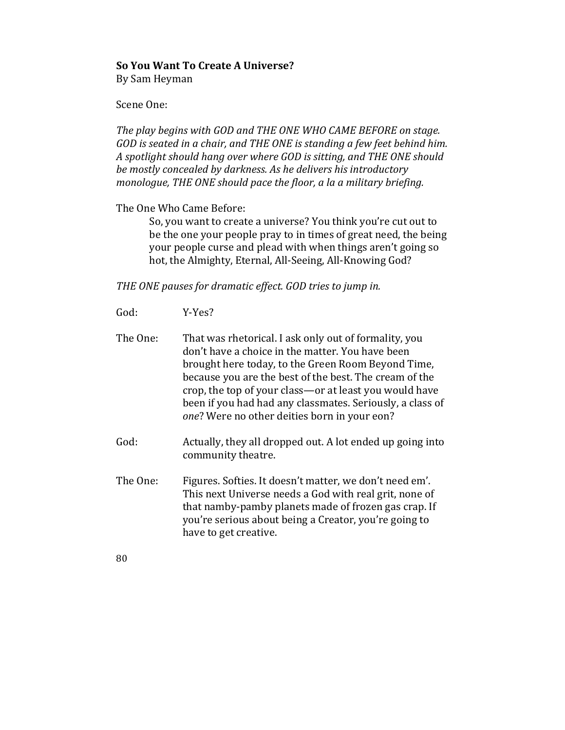**So You Want To Create A Universe?**
By Sam Heyman

Scene One:

*The play begins with GOD and THE ONE WHO CAME BEFORE on stage. GOD is seated in a chair, and THE ONE is standing a few feet behind him. A spotlight should hang over where GOD is sitting, and THE ONE should be mostly concealed by darkness. As he delivers his introductory monologue, THE ONE should pace the floor, a la a military briefing.*

The One Who Came Before:

> So, you want to create a universe? You think you're cut out to be the one your people pray to in times of great need, the being your people curse and plead with when things aren't going so hot, the Almighty, Eternal, All-Seeing, All-Knowing God?

*THE ONE pauses for dramatic effect. GOD tries to jump in.*

God: Y-Yes?

The One: That was rhetorical. I ask only out of formality, you don't have a choice in the matter. You have been brought here today, to the Green Room Beyond Time, because you are the best of the best. The cream of the crop, the top of your class—or at least you would have been if you had had any classmates. Seriously, a class of *one*? Were no other deities born in your eon?

God: Actually, they all dropped out. A lot ended up going into community theatre.

The One: Figures. Softies. It doesn't matter, we don't need em'. This next Universe needs a God with real grit, none of that namby-pamby planets made of frozen gas crap. If you're serious about being a Creator, you're going to have to get creative.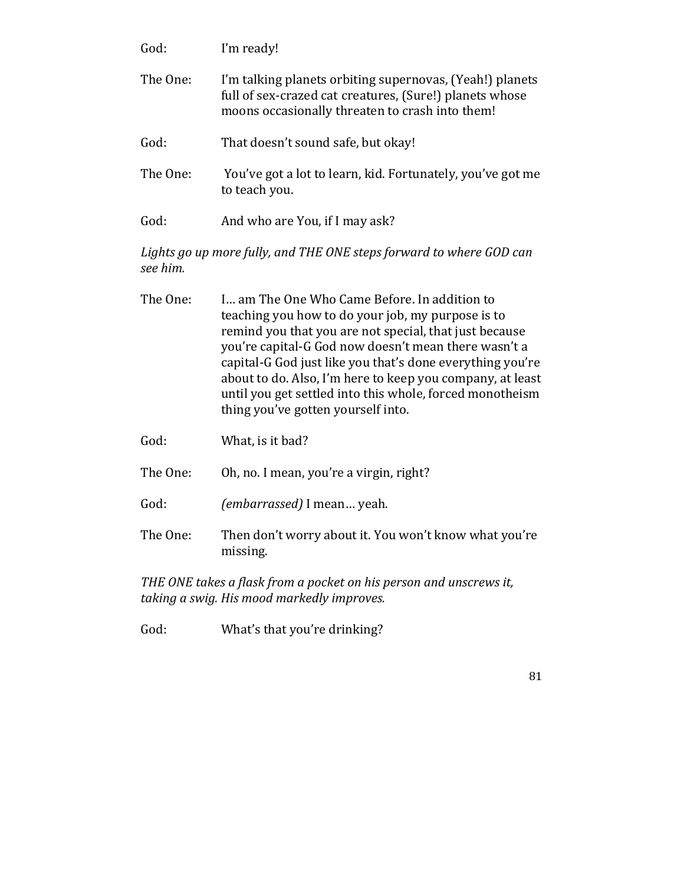God: I'm ready!

The One: I'm talking planets orbiting supernovas, (Yeah!) planets full of sex-crazed cat creatures, (Sure!) planets whose moons occasionally threaten to crash into them!

God: That doesn't sound safe, but okay!

The One: You've got a lot to learn, kid. Fortunately, you've got me to teach you.

God: And who are You, if I may ask?

*Lights go up more fully, and THE ONE steps forward to where GOD can see him.*

The One: I… am The One Who Came Before. In addition to teaching you how to do your job, my purpose is to remind you that you are not special, that just because you're capital-G God now doesn't mean there wasn't a capital-G God just like you that's done everything you're about to do. Also, I'm here to keep you company, at least until you get settled into this whole, forced monotheism thing you've gotten yourself into.

God: What, is it bad?

The One: Oh, no. I mean, you're a virgin, right?

God: *(embarrassed)* I mean… yeah.

The One: Then don't worry about it. You won't know what you're missing.

*THE ONE takes a flask from a pocket on his person and unscrews it, taking a swig. His mood markedly improves.*

God: What's that you're drinking?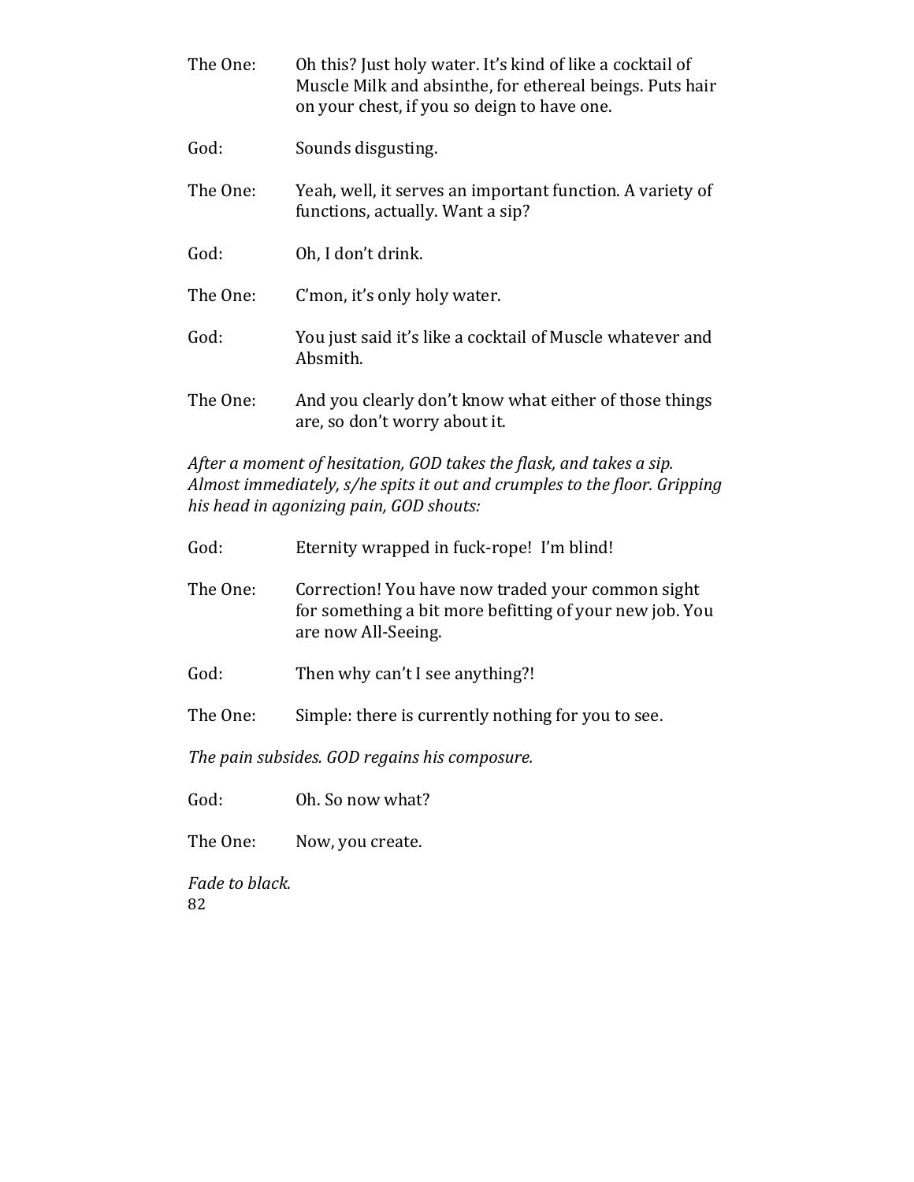The One: Oh this? Just holy water. It's kind of like a cocktail of Muscle Milk and absinthe, for ethereal beings. Puts hair on your chest, if you so deign to have one.

God: Sounds disgusting.

The One: Yeah, well, it serves an important function. A variety of functions, actually. Want a sip?

God: Oh, I don't drink.

The One: C'mon, it's only holy water.

God: You just said it's like a cocktail of Muscle whatever and Absmith.

The One: And you clearly don't know what either of those things are, so don't worry about it.

*After a moment of hesitation, GOD takes the flask, and takes a sip. Almost immediately, s/he spits it out and crumples to the floor. Gripping his head in agonizing pain, GOD shouts:*

God: Eternity wrapped in fuck-rope! I'm blind!

The One: Correction! You have now traded your common sight for something a bit more befitting of your new job. You are now All-Seeing.

God: Then why can't I see anything?!

The One: Simple: there is currently nothing for you to see.

*The pain subsides. GOD regains his composure.*

God: Oh. So now what?

The One: Now, you create.

*Fade to black.*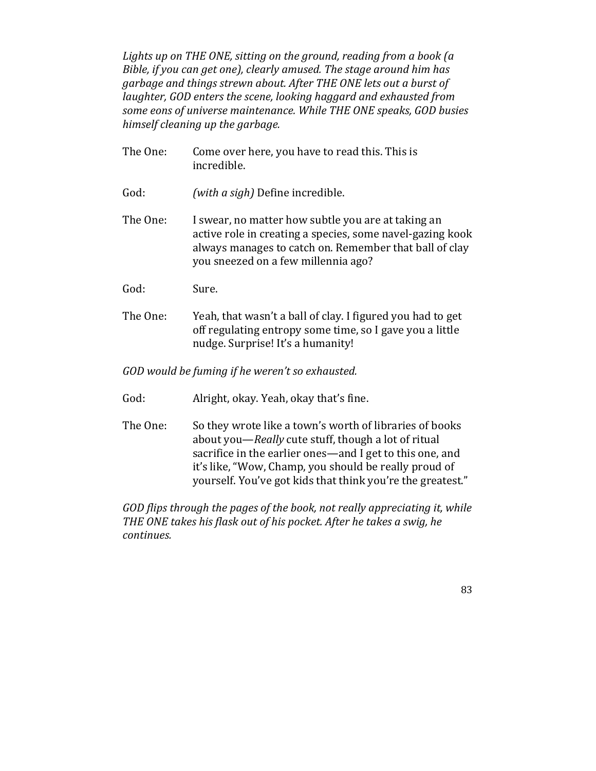*Lights up on THE ONE, sitting on the ground, reading from a book (a Bible, if you can get one), clearly amused. The stage around him has garbage and things strewn about. After THE ONE lets out a burst of laughter, GOD enters the scene, looking haggard and exhausted from some eons of universe maintenance. While THE ONE speaks, GOD busies himself cleaning up the garbage.*

The One: Come over here, you have to read this. This is incredible.

God: *(with a sigh)* Define incredible.

The One: I swear, no matter how subtle you are at taking an active role in creating a species, some navel-gazing kook always manages to catch on. Remember that ball of clay you sneezed on a few millennia ago?

God: Sure.

The One: Yeah, that wasn't a ball of clay. I figured you had to get off regulating entropy some time, so I gave you a little nudge. Surprise! It's a humanity!

*GOD would be fuming if he weren't so exhausted.*

God: Alright, okay. Yeah, okay that's fine.

The One: So they wrote like a town's worth of libraries of books about you—*Really* cute stuff, though a lot of ritual sacrifice in the earlier ones—and I get to this one, and it's like, "Wow, Champ, you should be really proud of yourself. You've got kids that think you're the greatest."

*GOD flips through the pages of the book, not really appreciating it, while THE ONE takes his flask out of his pocket. After he takes a swig, he continues.*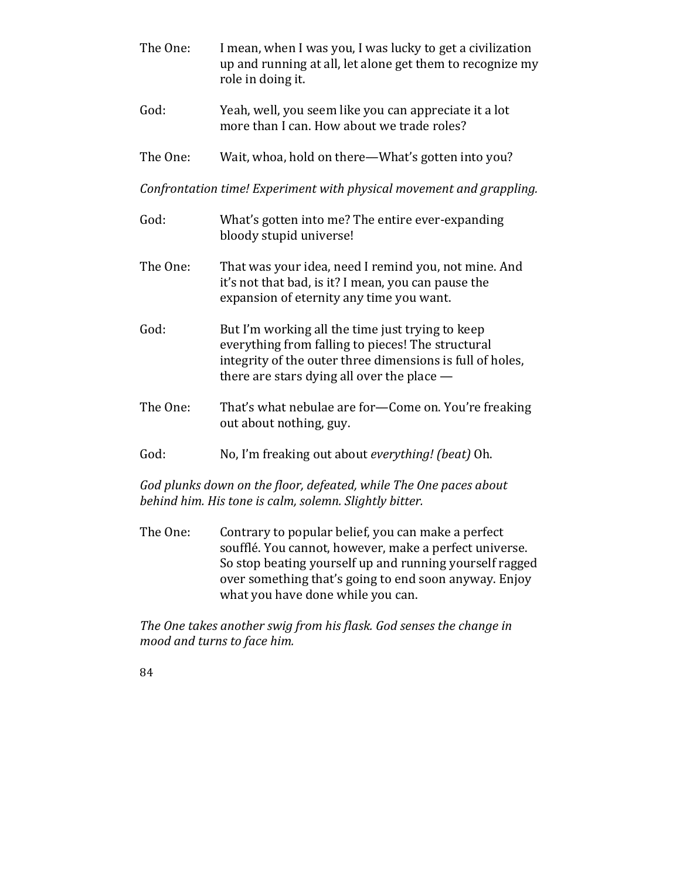The One: I mean, when I was you, I was lucky to get a civilization up and running at all, let alone get them to recognize my role in doing it.

God: Yeah, well, you seem like you can appreciate it a lot more than I can. How about we trade roles?

The One: Wait, whoa, hold on there—What's gotten into you?

*Confrontation time! Experiment with physical movement and grappling.*

God: What's gotten into me? The entire ever-expanding bloody stupid universe!

The One: That was your idea, need I remind you, not mine. And it's not that bad, is it? I mean, you can pause the expansion of eternity any time you want.

God: But I'm working all the time just trying to keep everything from falling to pieces! The structural integrity of the outer three dimensions is full of holes, there are stars dying all over the place —

The One: That's what nebulae are for—Come on. You're freaking out about nothing, guy.

God: No, I'm freaking out about *everything! (beat)* Oh.

*God plunks down on the floor, defeated, while The One paces about behind him. His tone is calm, solemn. Slightly bitter.*

The One: Contrary to popular belief, you can make a perfect soufflé. You cannot, however, make a perfect universe. So stop beating yourself up and running yourself ragged over something that's going to end soon anyway. Enjoy what you have done while you can.

*The One takes another swig from his flask. God senses the change in mood and turns to face him.*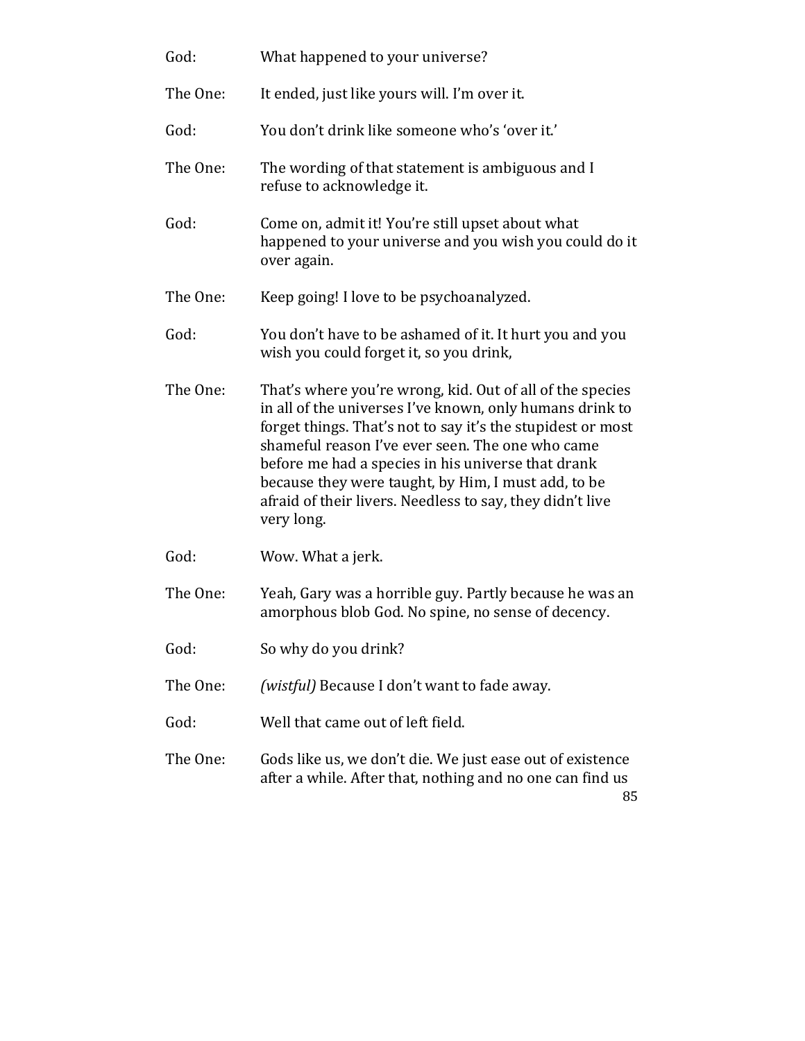God: What happened to your universe?

The One: It ended, just like yours will. I'm over it.

God: You don't drink like someone who's 'over it.'

The One: The wording of that statement is ambiguous and I refuse to acknowledge it.

God: Come on, admit it! You're still upset about what happened to your universe and you wish you could do it over again.

The One: Keep going! I love to be psychoanalyzed.

God: You don't have to be ashamed of it. It hurt you and you wish you could forget it, so you drink,

The One: That's where you're wrong, kid. Out of all of the species in all of the universes I've known, only humans drink to forget things. That's not to say it's the stupidest or most shameful reason I've ever seen. The one who came before me had a species in his universe that drank because they were taught, by Him, I must add, to be afraid of their livers. Needless to say, they didn't live very long.

God: Wow. What a jerk.

The One: Yeah, Gary was a horrible guy. Partly because he was an amorphous blob God. No spine, no sense of decency.

God: So why do you drink?

The One: *(wistful)* Because I don't want to fade away.

God: Well that came out of left field.

The One: Gods like us, we don't die. We just ease out of existence after a while. After that, nothing and no one can find us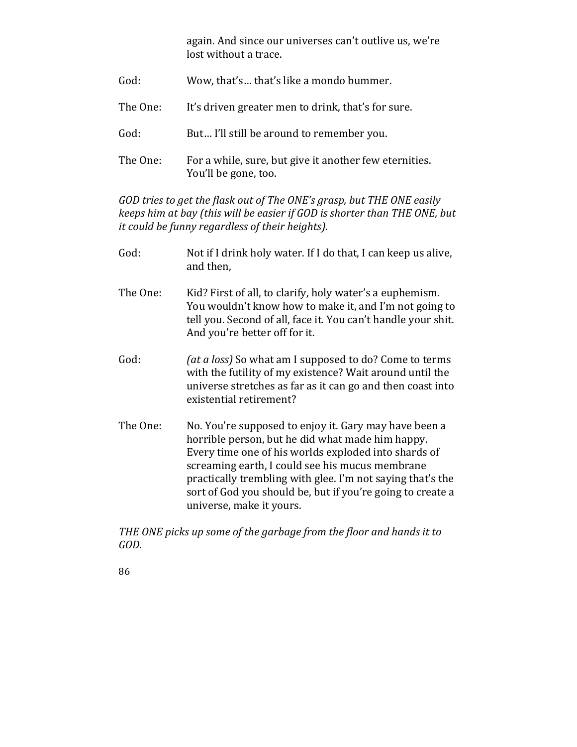again. And since our universes can't outlive us, we're lost without a trace.

God: Wow, that's… that's like a mondo bummer.

The One: It's driven greater men to drink, that's for sure.

God: But… I'll still be around to remember you.

The One: For a while, sure, but give it another few eternities. You'll be gone, too.

*GOD tries to get the flask out of The ONE's grasp, but THE ONE easily keeps him at bay (this will be easier if GOD is shorter than THE ONE, but it could be funny regardless of their heights).*

God: Not if I drink holy water. If I do that, I can keep us alive, and then,

The One: Kid? First of all, to clarify, holy water's a euphemism. You wouldn't know how to make it, and I'm not going to tell you. Second of all, face it. You can't handle your shit. And you're better off for it.

God: *(at a loss)* So what am I supposed to do? Come to terms with the futility of my existence? Wait around until the universe stretches as far as it can go and then coast into existential retirement?

The One: No. You're supposed to enjoy it. Gary may have been a horrible person, but he did what made him happy. Every time one of his worlds exploded into shards of screaming earth, I could see his mucus membrane practically trembling with glee. I'm not saying that's the sort of God you should be, but if you're going to create a universe, make it yours.

*THE ONE picks up some of the garbage from the floor and hands it to GOD.*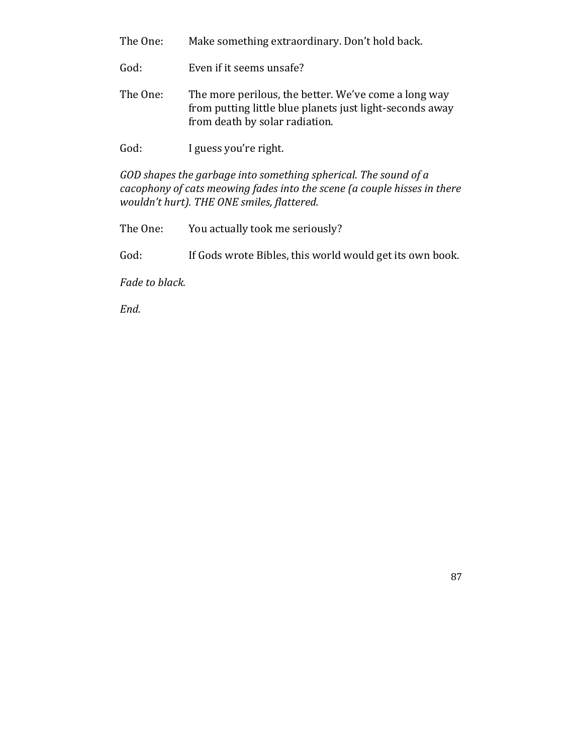The One: Make something extraordinary. Don't hold back.

God: Even if it seems unsafe?

The One: The more perilous, the better. We've come a long way from putting little blue planets just light-seconds away from death by solar radiation.

God: I guess you're right.

*GOD shapes the garbage into something spherical. The sound of a cacophony of cats meowing fades into the scene (a couple hisses in there wouldn't hurt). THE ONE smiles, flattered.*

The One: You actually took me seriously?

God: If Gods wrote Bibles, this world would get its own book.

*Fade to black.*

*End.*